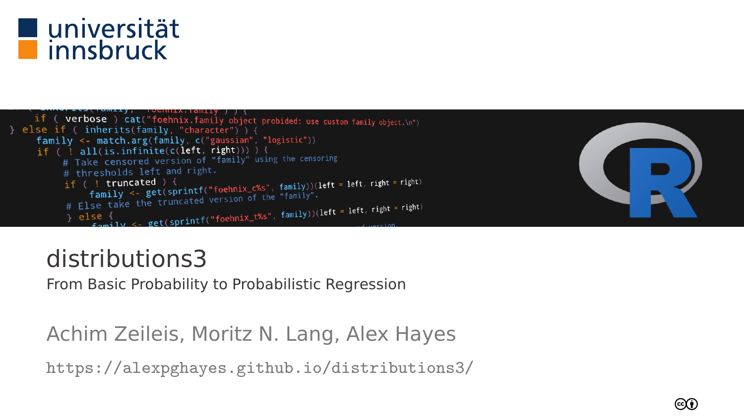# distributions3

From Basic Probability to Probabilistic Regression

Achim Zeileis, Moritz N. Lang, Alex Hayes

https://alexpghayes.github.io/distributions3/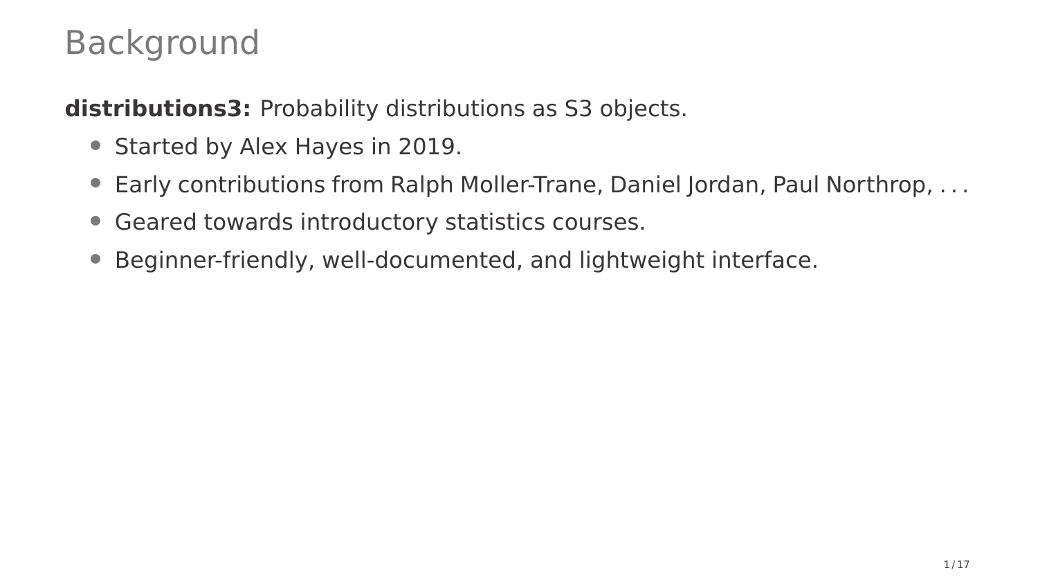# Background

**distributions3:** Probability distributions as S3 objects.

- Started by Alex Hayes in 2019.
- Early contributions from Ralph Moller-Trane, Daniel Jordan, Paul Northrop, . . .
- Geared towards introductory statistics courses.
- Beginner-friendly, well-documented, and lightweight interface.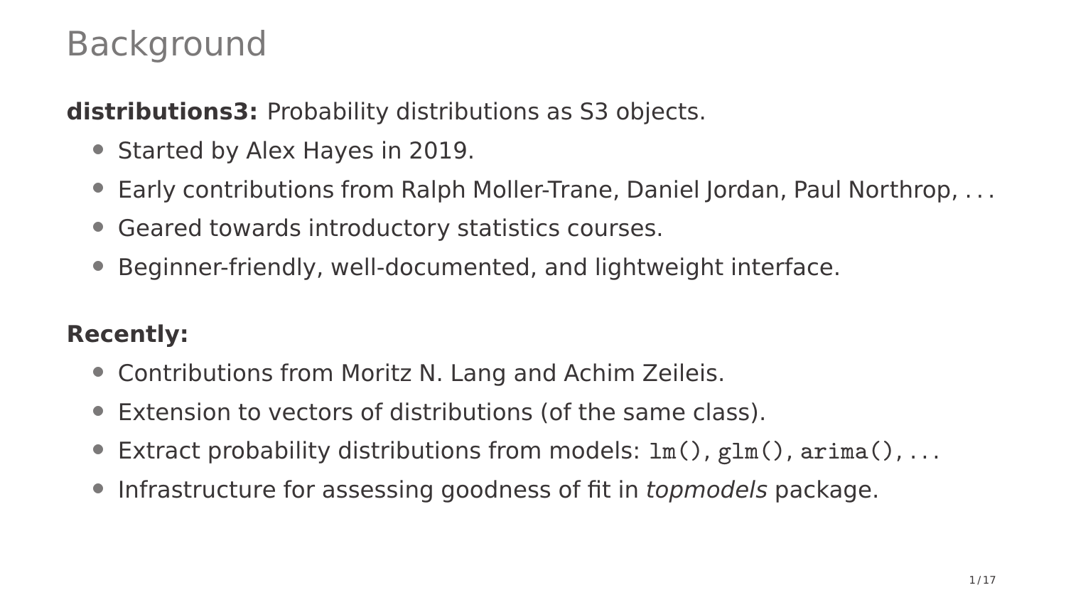# Background

**distributions3:** Probability distributions as S3 objects.

- Started by Alex Hayes in 2019.
- Early contributions from Ralph Moller-Trane, Daniel Jordan, Paul Northrop, . . .
- Geared towards introductory statistics courses.
- Beginner-friendly, well-documented, and lightweight interface.

**Recently:**

- Contributions from Moritz N. Lang and Achim Zeileis.
- Extension to vectors of distributions (of the same class).
- Extract probability distributions from models: `lm()`, `glm()`, `arima()`, . . .
- Infrastructure for assessing goodness of fit in *topmodels* package.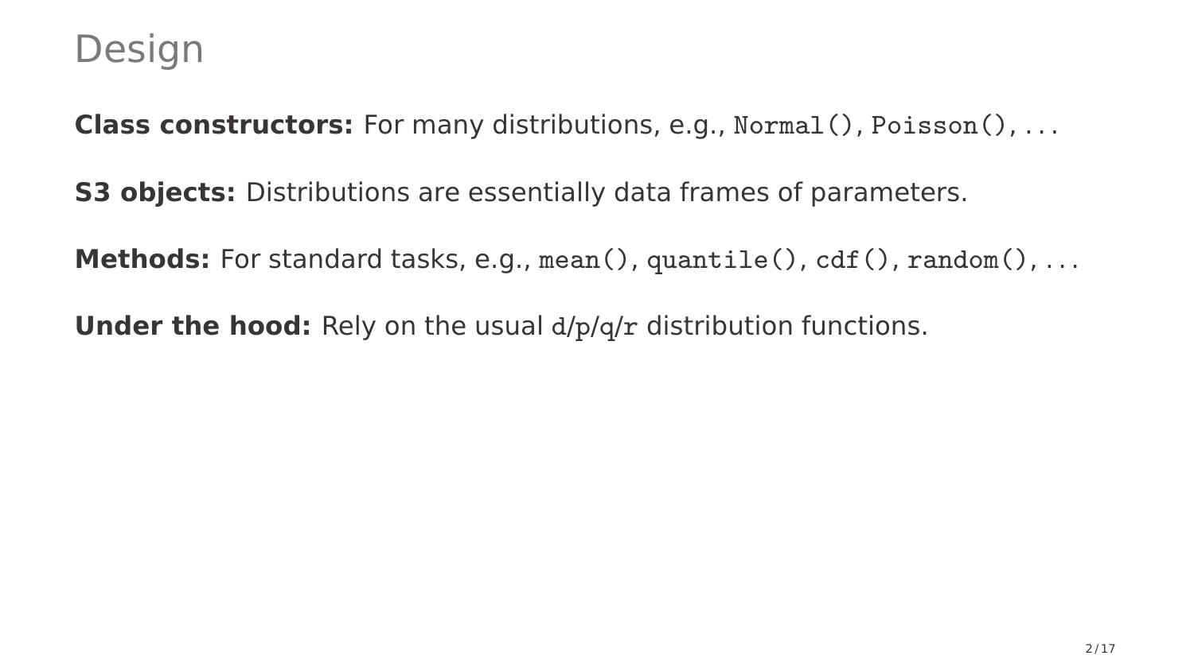# Design

**Class constructors:** For many distributions, e.g., `Normal()`, `Poisson()`, ...

**S3 objects:** Distributions are essentially data frames of parameters.

**Methods:** For standard tasks, e.g., `mean()`, `quantile()`, `cdf()`, `random()`, ...

**Under the hood:** Rely on the usual `d`/`p`/`q`/`r` distribution functions.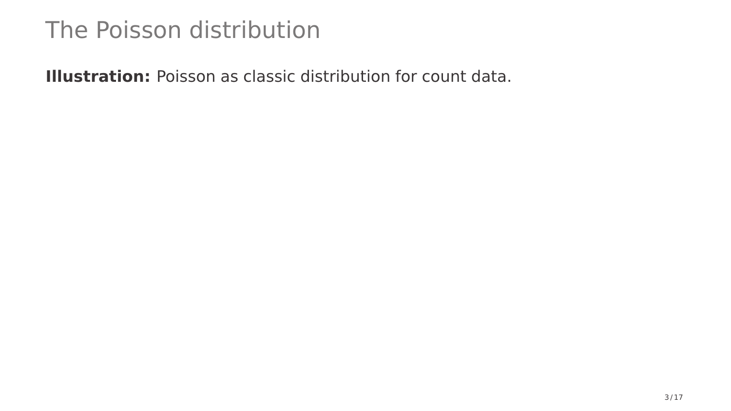# The Poisson distribution

**Illustration:** Poisson as classic distribution for count data.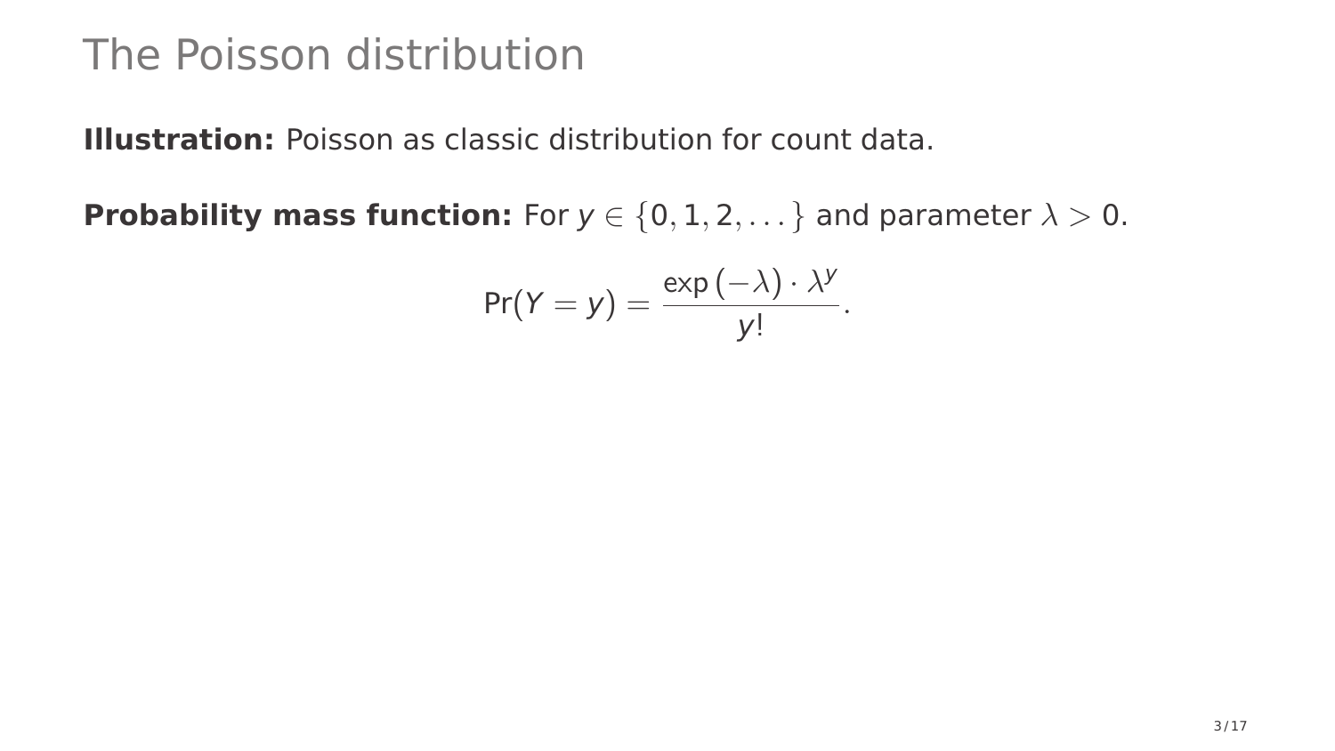# The Poisson distribution

**Illustration:** Poisson as classic distribution for count data.

**Probability mass function:** For $y \in \{0, 1, 2, \dots\}$ and parameter $\lambda > 0$.

$$\text{Pr}(Y = y) = \frac{\exp(-\lambda) \cdot \lambda^y}{y!}.$$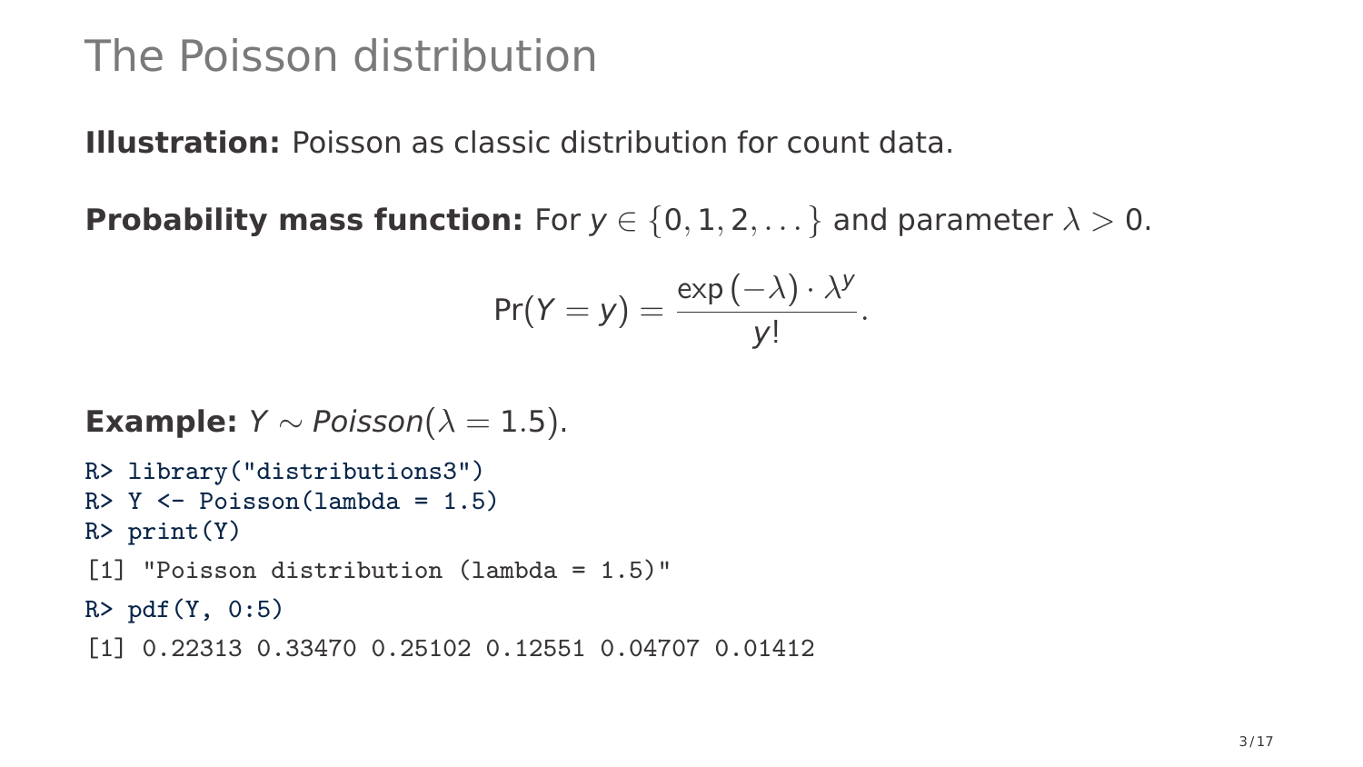# The Poisson distribution

**Illustration:** Poisson as classic distribution for count data.

**Probability mass function:** For $y \in \{0, 1, 2, \dots\}$ and parameter $\lambda > 0$.

$$\Pr(Y = y) = \frac{\exp(-\lambda) \cdot \lambda^y}{y!}.$$

**Example:** $Y \sim \mathit{Poisson}(\lambda = 1.5)$.

```
R> library("distributions3")
R> Y <- Poisson(lambda = 1.5)
R> print(Y)
[1] "Poisson distribution (lambda = 1.5)"
R> pdf(Y, 0:5)
[1] 0.22313 0.33470 0.25102 0.12551 0.04707 0.01412
```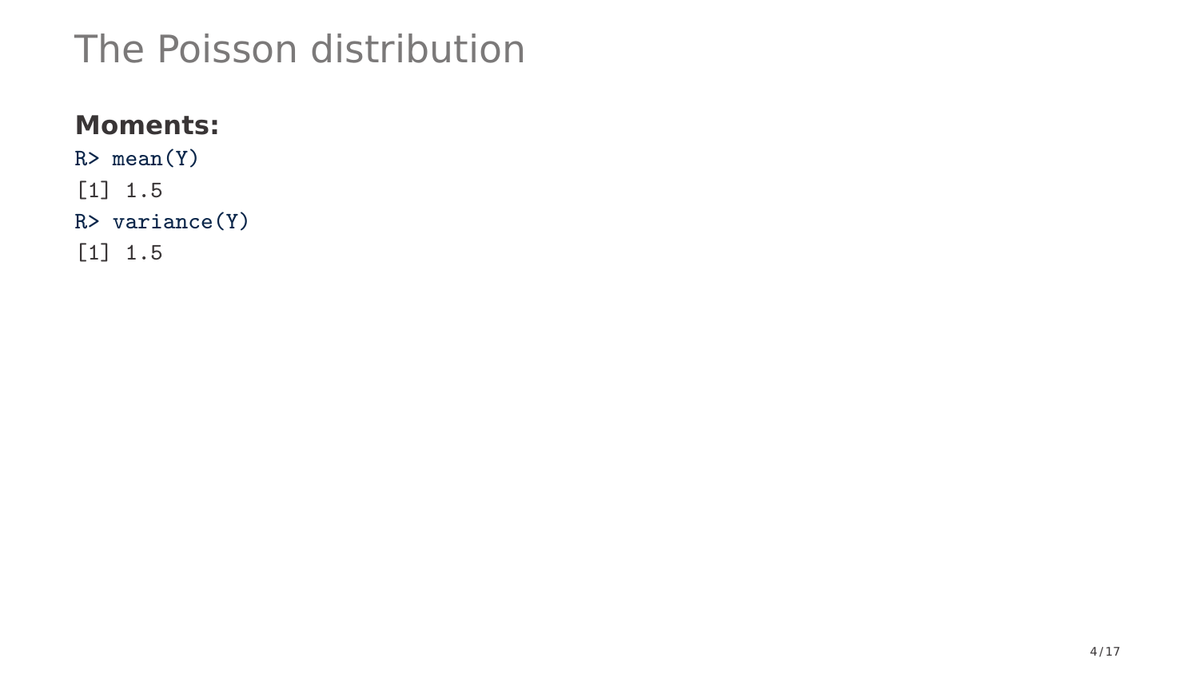# The Poisson distribution

**Moments:**

```
R> mean(Y)
[1] 1.5
R> variance(Y)
[1] 1.5
```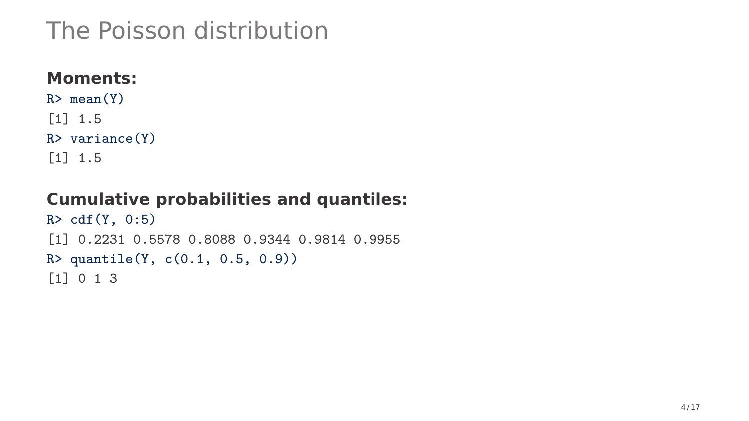# The Poisson distribution

**Moments:**

```
R> mean(Y)
[1] 1.5
R> variance(Y)
[1] 1.5
```

**Cumulative probabilities and quantiles:**

```
R> cdf(Y, 0:5)
[1] 0.2231 0.5578 0.8088 0.9344 0.9814 0.9955
R> quantile(Y, c(0.1, 0.5, 0.9))
[1] 0 1 3
```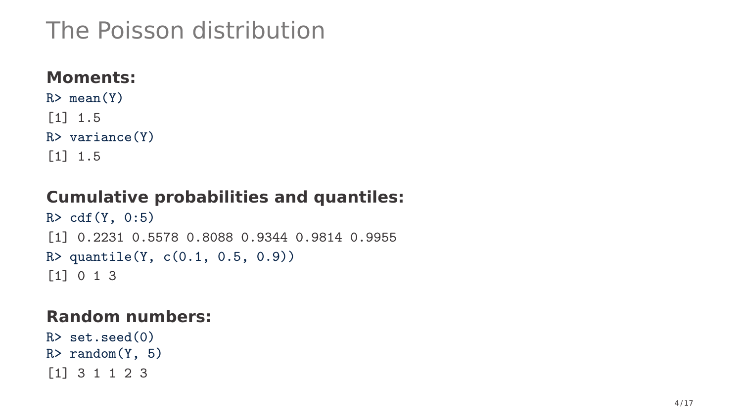# The Poisson distribution

**Moments:**

```
R> mean(Y)
[1] 1.5
R> variance(Y)
[1] 1.5
```

**Cumulative probabilities and quantiles:**

```
R> cdf(Y, 0:5)
[1] 0.2231 0.5578 0.8088 0.9344 0.9814 0.9955
R> quantile(Y, c(0.1, 0.5, 0.9))
[1] 0 1 3
```

**Random numbers:**

```
R> set.seed(0)
R> random(Y, 5)
[1] 3 1 1 2 3
```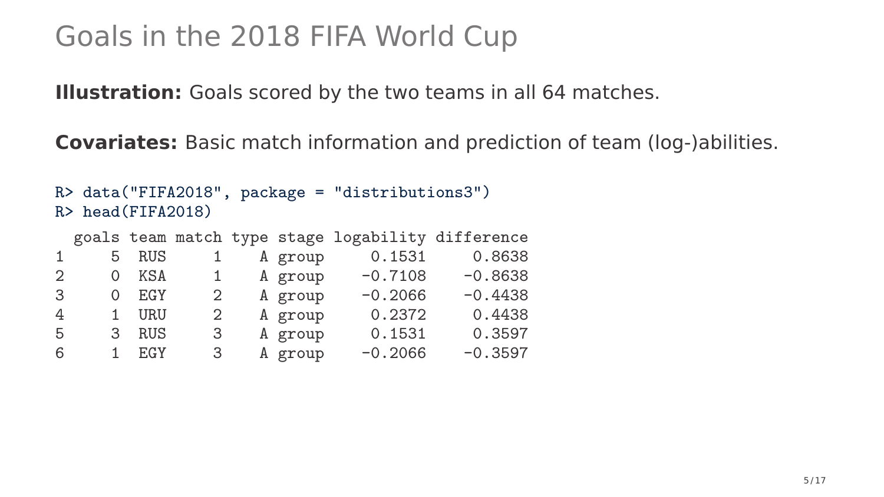# Goals in the 2018 FIFA World Cup

**Illustration:** Goals scored by the two teams in all 64 matches.

**Covariates:** Basic match information and prediction of team (log-)abilities.

```
R> data("FIFA2018", package = "distributions3")
R> head(FIFA2018)
  goals team match type stage logability difference
1     5  RUS     1    A group     0.1531     0.8638
2     0  KSA     1    A group    -0.7108    -0.8638
3     0  EGY     2    A group    -0.2066    -0.4438
4     1  URU     2    A group     0.2372     0.4438
5     3  RUS     3    A group     0.1531     0.3597
6     1  EGY     3    A group    -0.2066    -0.3597
```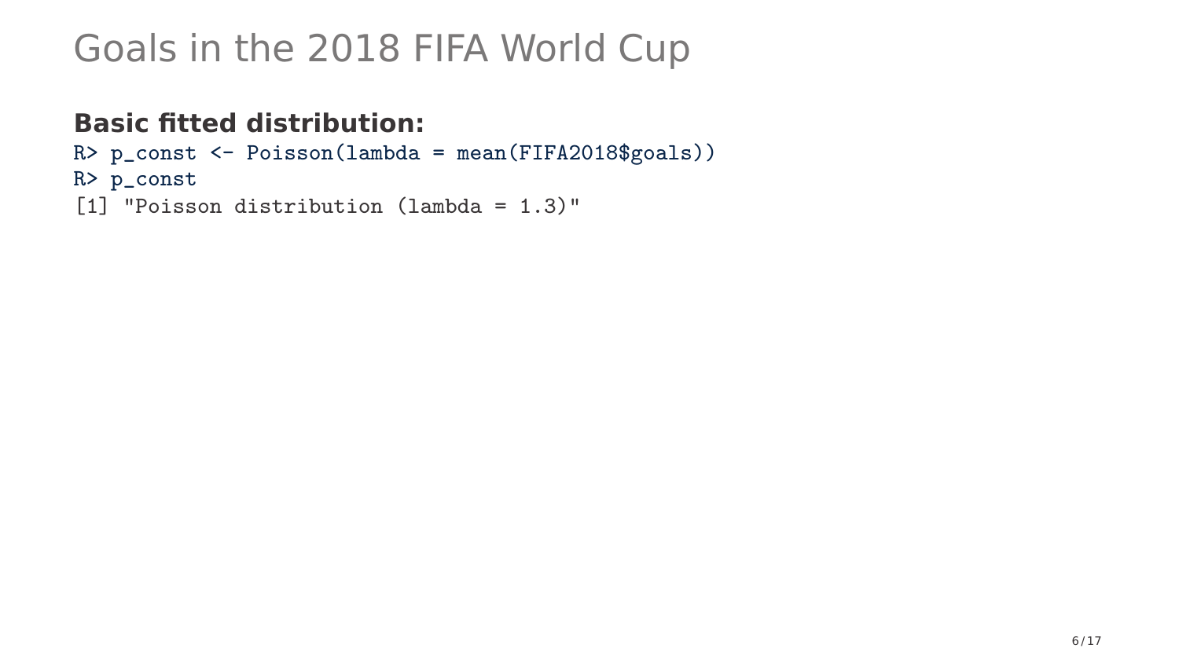# Goals in the 2018 FIFA World Cup

**Basic fitted distribution:**

```
R> p_const <- Poisson(lambda = mean(FIFA2018$goals))
R> p_const
[1] "Poisson distribution (lambda = 1.3)"
```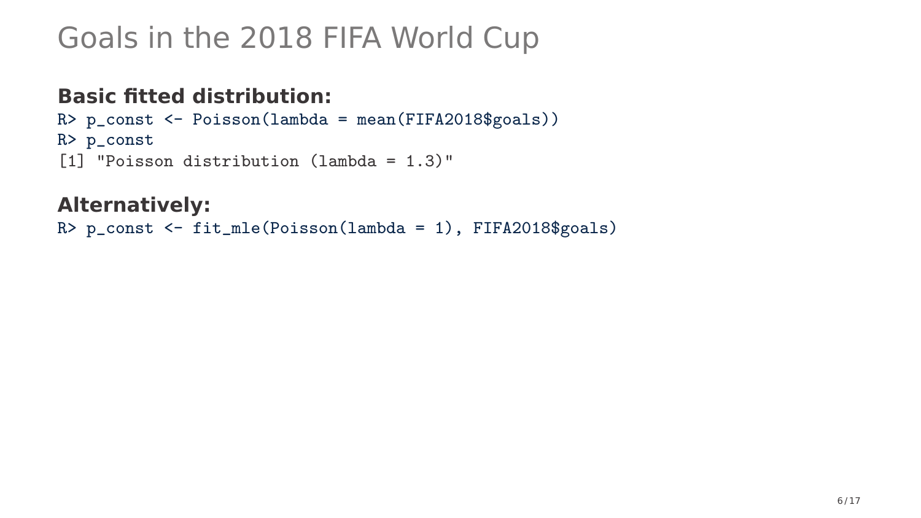# Goals in the 2018 FIFA World Cup

**Basic fitted distribution:**

```
R> p_const <- Poisson(lambda = mean(FIFA2018$goals))
R> p_const
[1] "Poisson distribution (lambda = 1.3)"
```

**Alternatively:**

```
R> p_const <- fit_mle(Poisson(lambda = 1), FIFA2018$goals)
```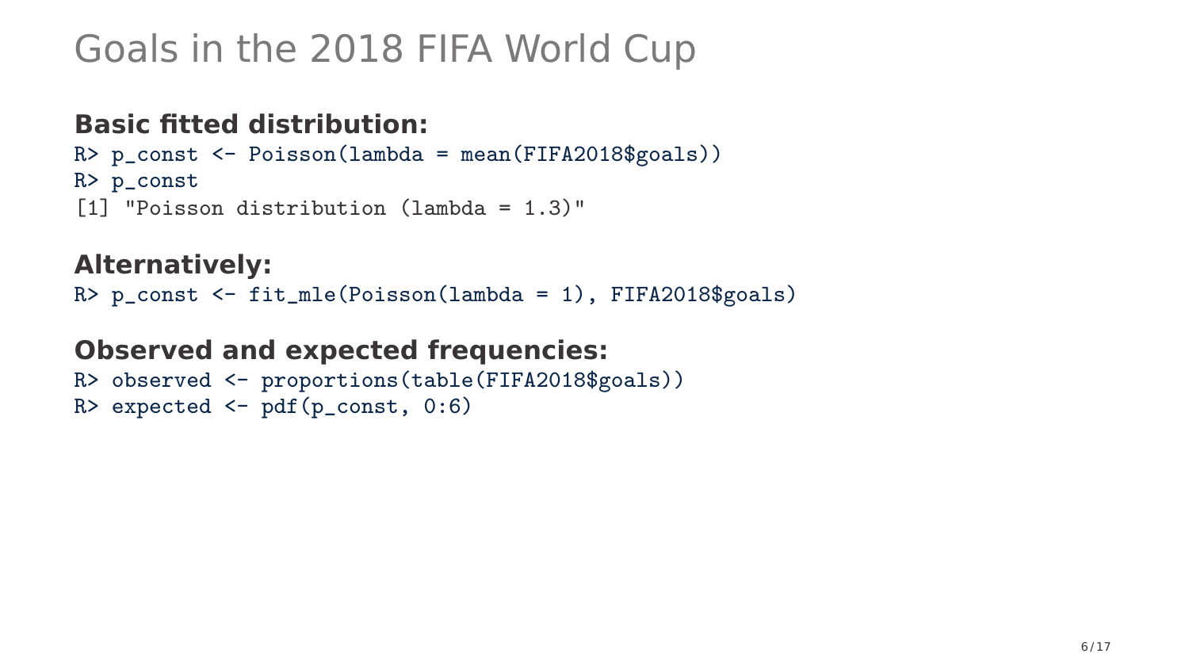# Goals in the 2018 FIFA World Cup

**Basic fitted distribution:**

```
R> p_const <- Poisson(lambda = mean(FIFA2018$goals))
R> p_const
[1] "Poisson distribution (lambda = 1.3)"
```

**Alternatively:**

```
R> p_const <- fit_mle(Poisson(lambda = 1), FIFA2018$goals)
```

**Observed and expected frequencies:**

```
R> observed <- proportions(table(FIFA2018$goals))
R> expected <- pdf(p_const, 0:6)
```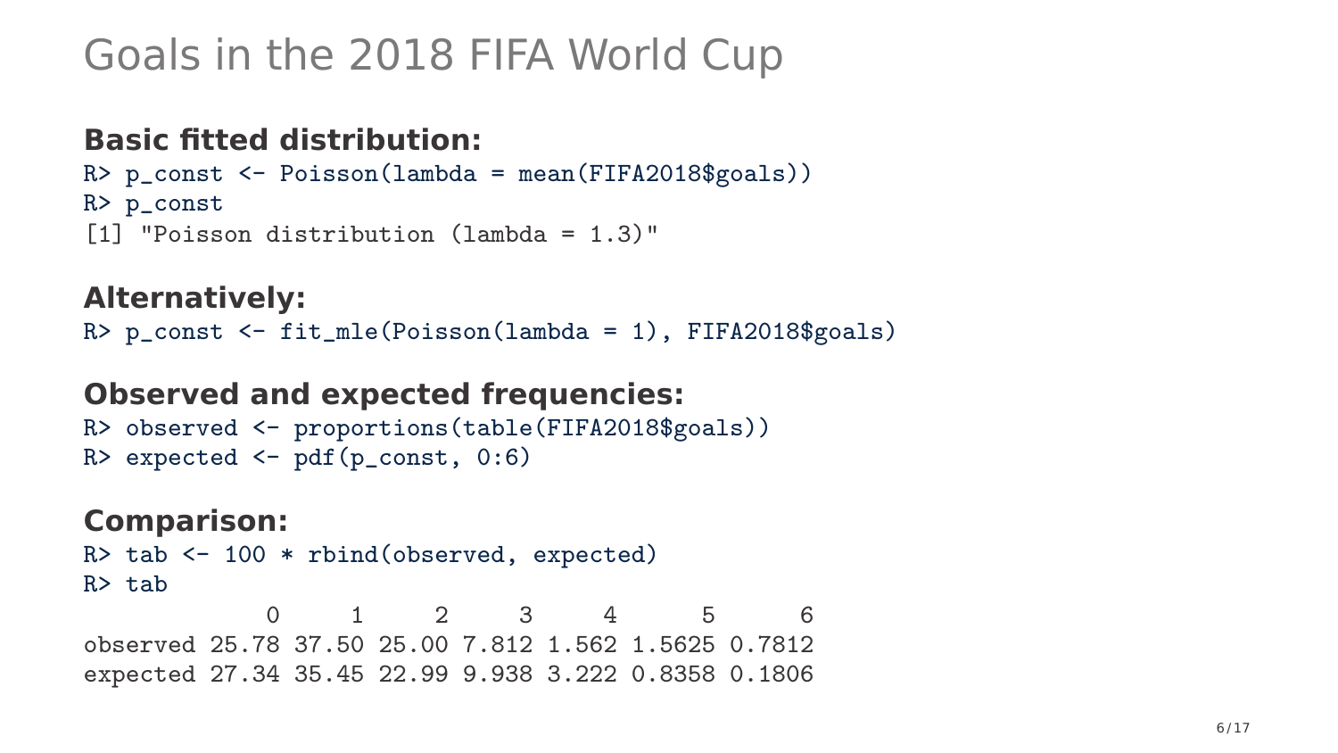# Goals in the 2018 FIFA World Cup

**Basic fitted distribution:**

```
R> p_const <- Poisson(lambda = mean(FIFA2018$goals))
R> p_const
[1] "Poisson distribution (lambda = 1.3)"
```

**Alternatively:**

```
R> p_const <- fit_mle(Poisson(lambda = 1), FIFA2018$goals)
```

**Observed and expected frequencies:**

```
R> observed <- proportions(table(FIFA2018$goals))
R> expected <- pdf(p_const, 0:6)
```

**Comparison:**

```
R> tab <- 100 * rbind(observed, expected)
R> tab
             0     1     2     3     4      5      6
observed 25.78 37.50 25.00 7.812 1.562 1.5625 0.7812
expected 27.34 35.45 22.99 9.938 3.222 0.8358 0.1806
```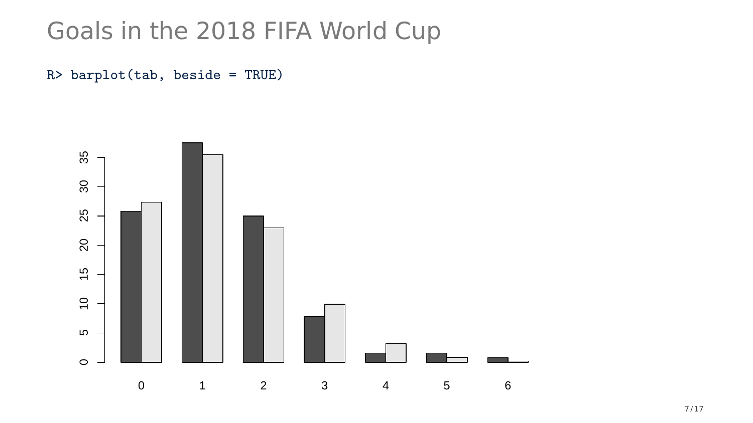# Goals in the 2018 FIFA World Cup

```
R> barplot(tab, beside = TRUE)
```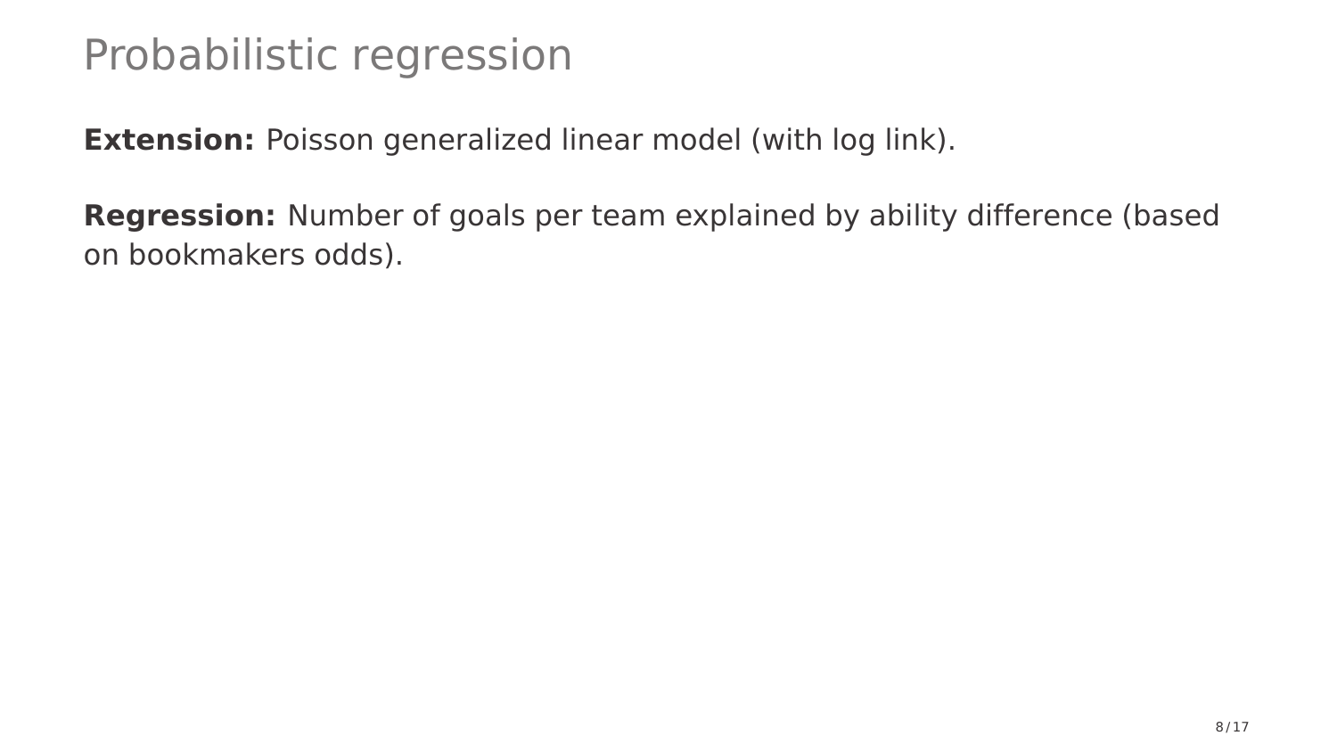# Probabilistic regression

**Extension:** Poisson generalized linear model (with log link).

**Regression:** Number of goals per team explained by ability difference (based on bookmakers odds).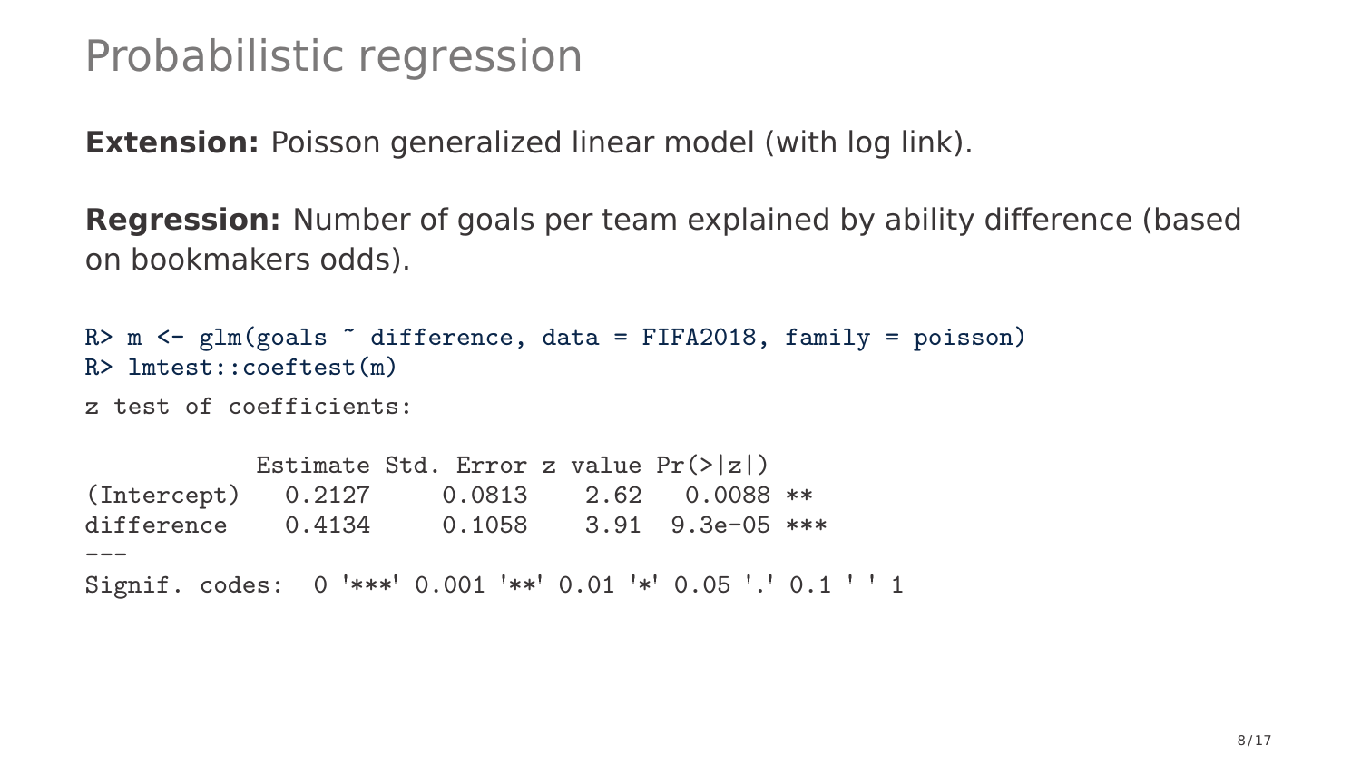# Probabilistic regression

**Extension:** Poisson generalized linear model (with log link).

**Regression:** Number of goals per team explained by ability difference (based on bookmakers odds).

```
R> m <- glm(goals ~ difference, data = FIFA2018, family = poisson)
R> lmtest::coeftest(m)
```

```
z test of coefficients:

            Estimate Std. Error z value Pr(>|z|)    
(Intercept)   0.2127     0.0813    2.62   0.0088 ** 
difference    0.4134     0.1058    3.91  9.3e-05 ***
---
Signif. codes:  0 '***' 0.001 '**' 0.01 '*' 0.05 '.' 0.1 ' ' 1
```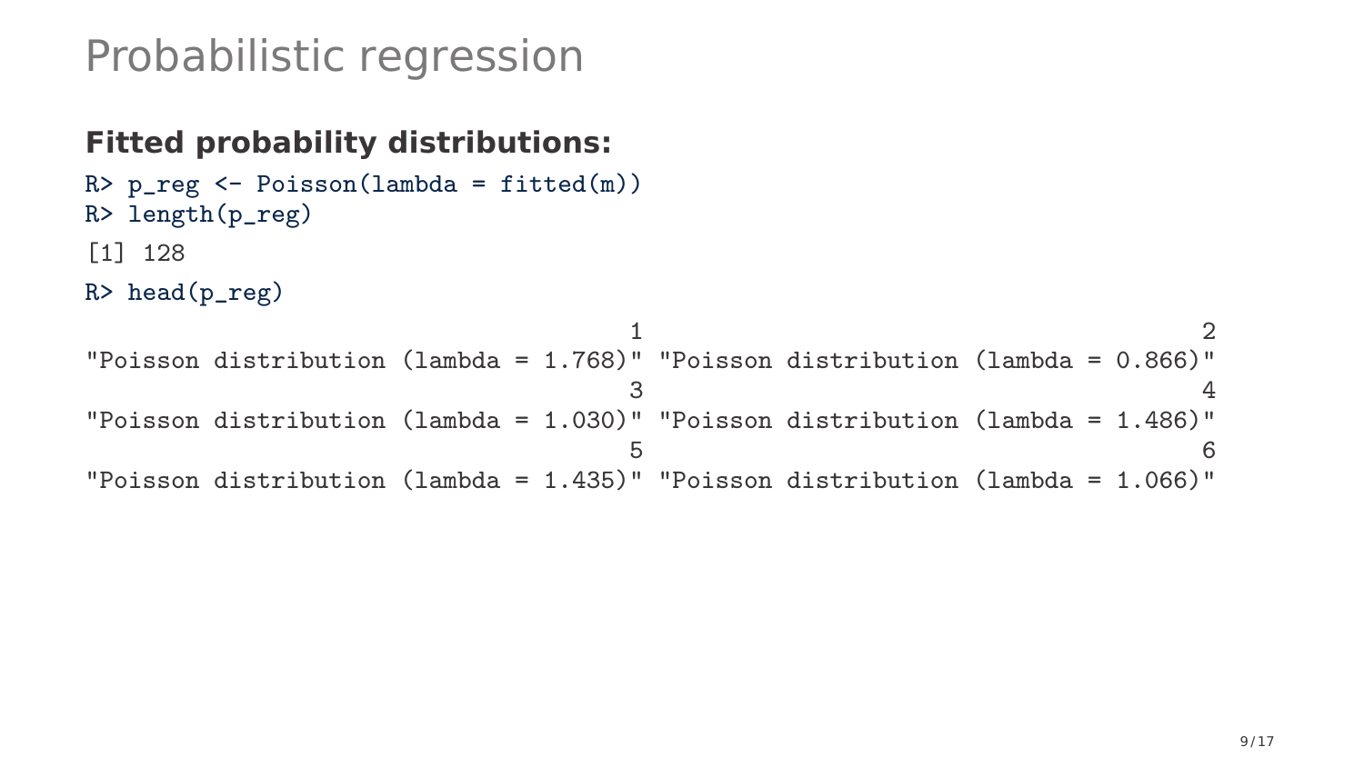# Probabilistic regression

**Fitted probability distributions:**

```
R> p_reg <- Poisson(lambda = fitted(m))
R> length(p_reg)
[1] 128
R> head(p_reg)
                                       1                                        2 
"Poisson distribution (lambda = 1.768)" "Poisson distribution (lambda = 0.866)" 
                                       3                                        4 
"Poisson distribution (lambda = 1.030)" "Poisson distribution (lambda = 1.486)" 
                                       5                                        6 
"Poisson distribution (lambda = 1.435)" "Poisson distribution (lambda = 1.066)" 
```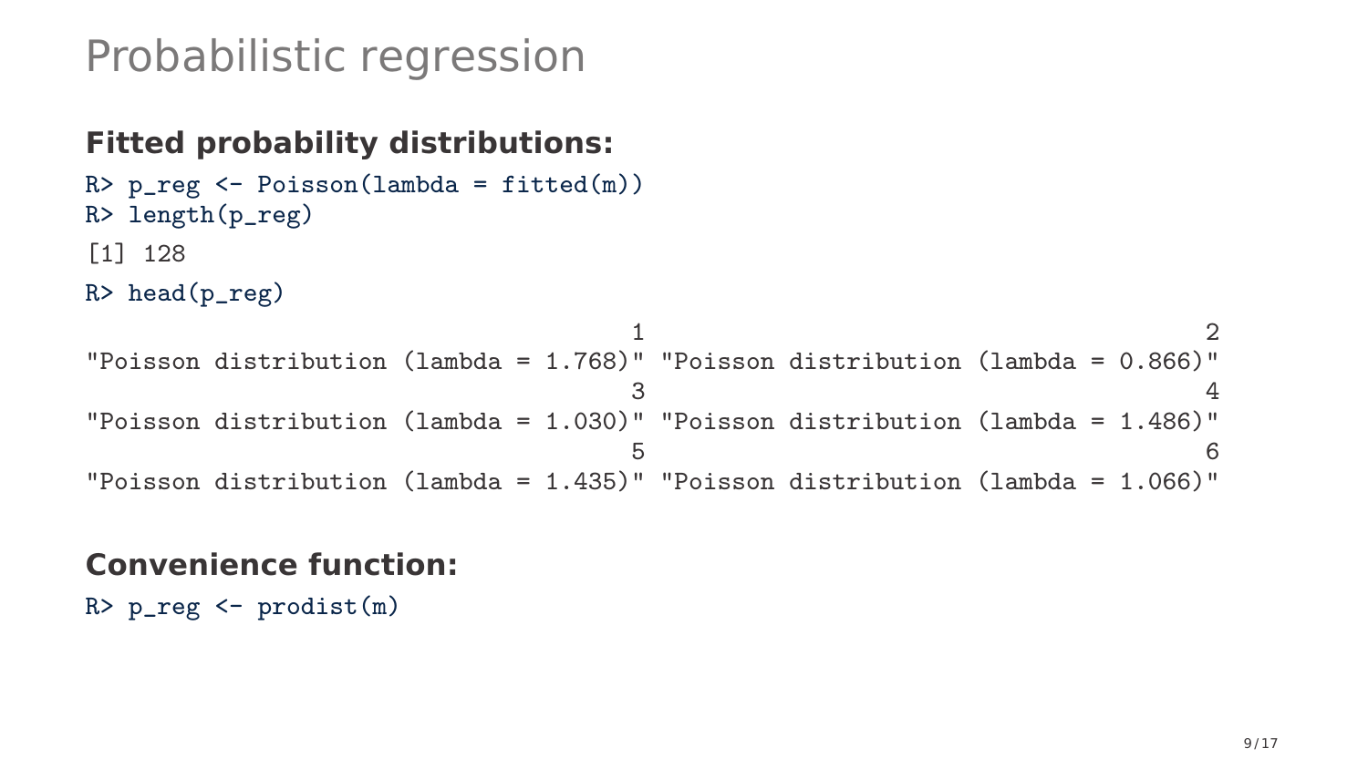# Probabilistic regression

**Fitted probability distributions:**

```
R> p_reg <- Poisson(lambda = fitted(m))
R> length(p_reg)
[1] 128
R> head(p_reg)
                                     1                                      2 
"Poisson distribution (lambda = 1.768)" "Poisson distribution (lambda = 0.866)" 
                                     3                                      4 
"Poisson distribution (lambda = 1.030)" "Poisson distribution (lambda = 1.486)" 
                                     5                                      6 
"Poisson distribution (lambda = 1.435)" "Poisson distribution (lambda = 1.066)" 
```

**Convenience function:**

```
R> p_reg <- prodist(m)
```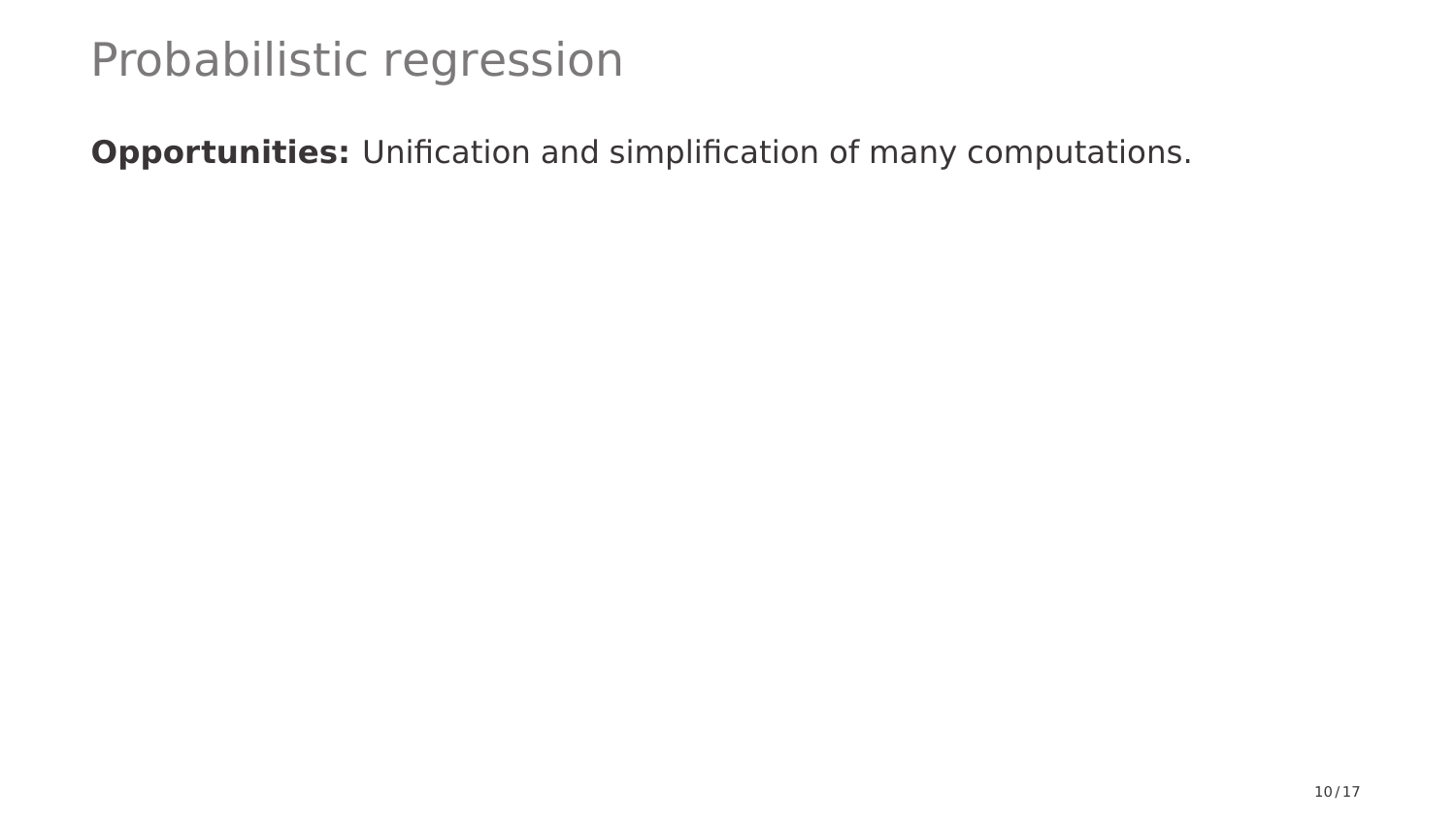# Probabilistic regression

**Opportunities:** Unification and simplification of many computations.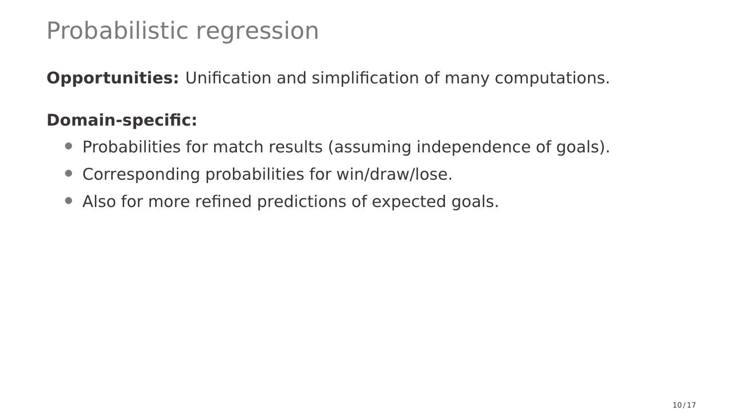# Probabilistic regression

**Opportunities:** Unification and simplification of many computations.

**Domain-specific:**

- Probabilities for match results (assuming independence of goals).
- Corresponding probabilities for win/draw/lose.
- Also for more refined predictions of expected goals.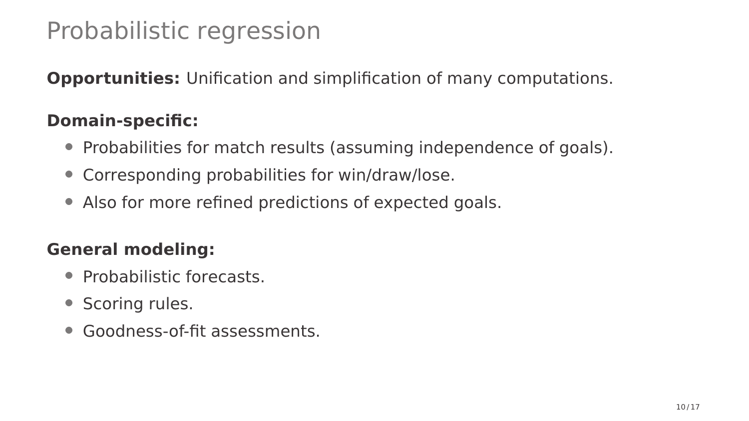# Probabilistic regression

**Opportunities:** Unification and simplification of many computations.

**Domain-specific:**

- Probabilities for match results (assuming independence of goals).
- Corresponding probabilities for win/draw/lose.
- Also for more refined predictions of expected goals.

**General modeling:**

- Probabilistic forecasts.
- Scoring rules.
- Goodness-of-fit assessments.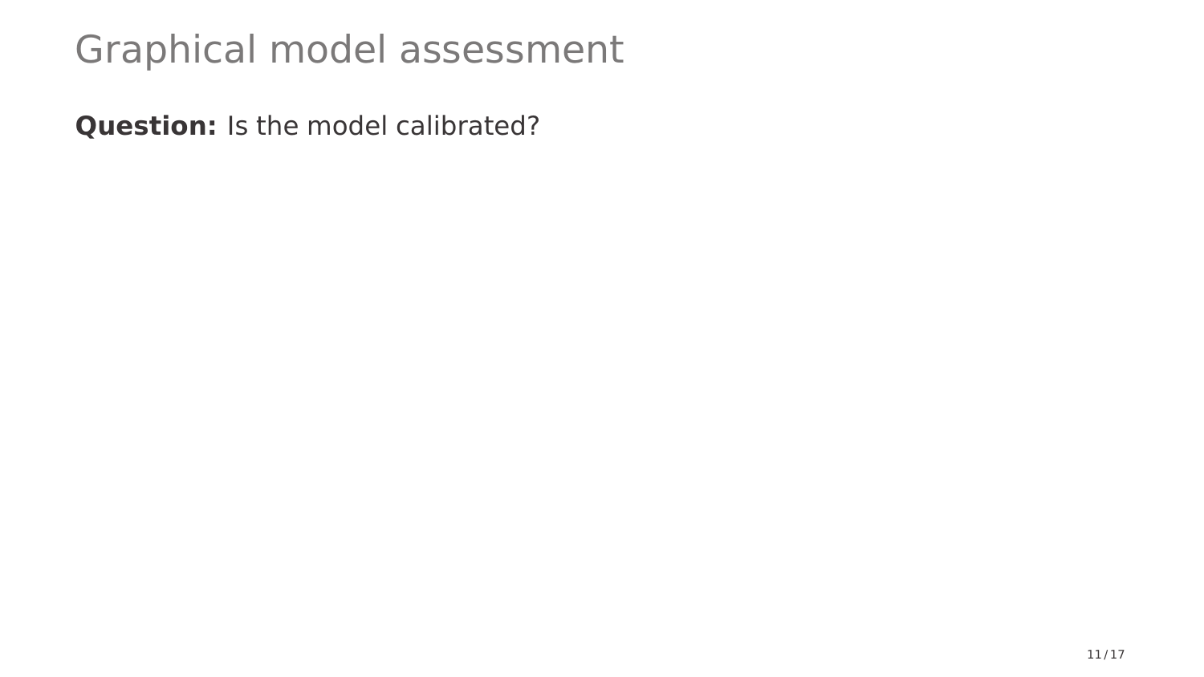# Graphical model assessment

**Question:** Is the model calibrated?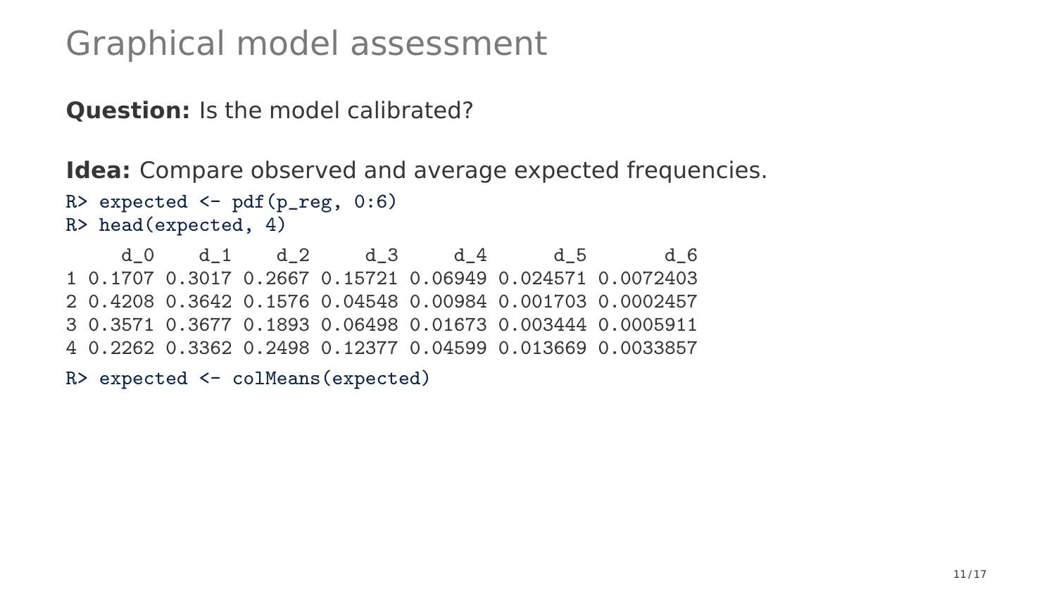# Graphical model assessment

**Question:** Is the model calibrated?

**Idea:** Compare observed and average expected frequencies.

```
R> expected <- pdf(p_reg, 0:6)
R> head(expected, 4)
     d_0    d_1    d_2     d_3     d_4      d_5       d_6
1 0.1707 0.3017 0.2667 0.15721 0.06949 0.024571 0.0072403
2 0.4208 0.3642 0.1576 0.04548 0.00984 0.001703 0.0002457
3 0.3571 0.3677 0.1893 0.06498 0.01673 0.003444 0.0005911
4 0.2262 0.3362 0.2498 0.12377 0.04599 0.013669 0.0033857
R> expected <- colMeans(expected)
```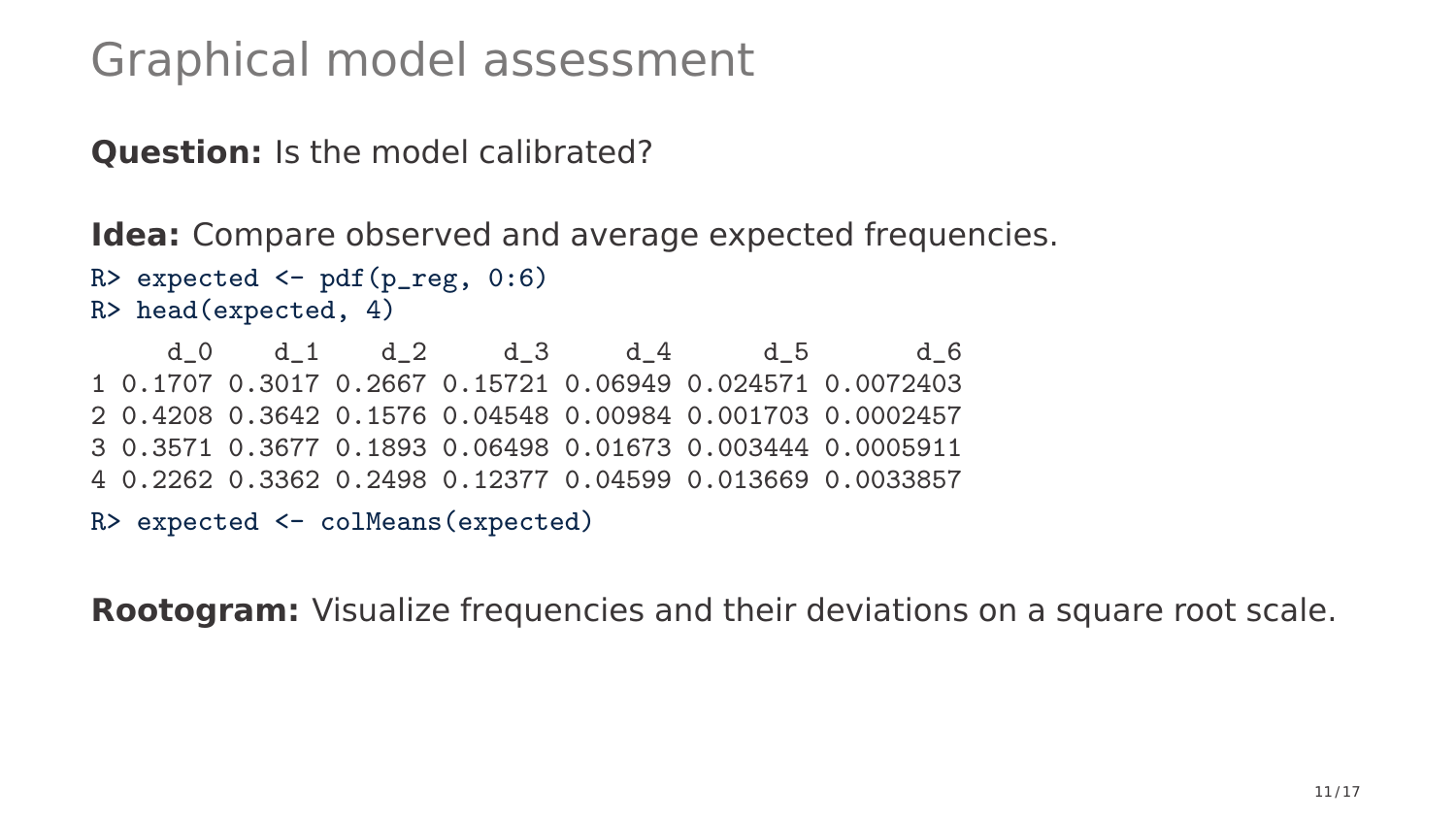# Graphical model assessment

**Question:** Is the model calibrated?

**Idea:** Compare observed and average expected frequencies.

```
R> expected <- pdf(p_reg, 0:6)
R> head(expected, 4)
     d_0    d_1    d_2     d_3     d_4      d_5       d_6
1 0.1707 0.3017 0.2667 0.15721 0.06949 0.024571 0.0072403
2 0.4208 0.3642 0.1576 0.04548 0.00984 0.001703 0.0002457
3 0.3571 0.3677 0.1893 0.06498 0.01673 0.003444 0.0005911
4 0.2262 0.3362 0.2498 0.12377 0.04599 0.013669 0.0033857
R> expected <- colMeans(expected)
```

**Rootogram:** Visualize frequencies and their deviations on a square root scale.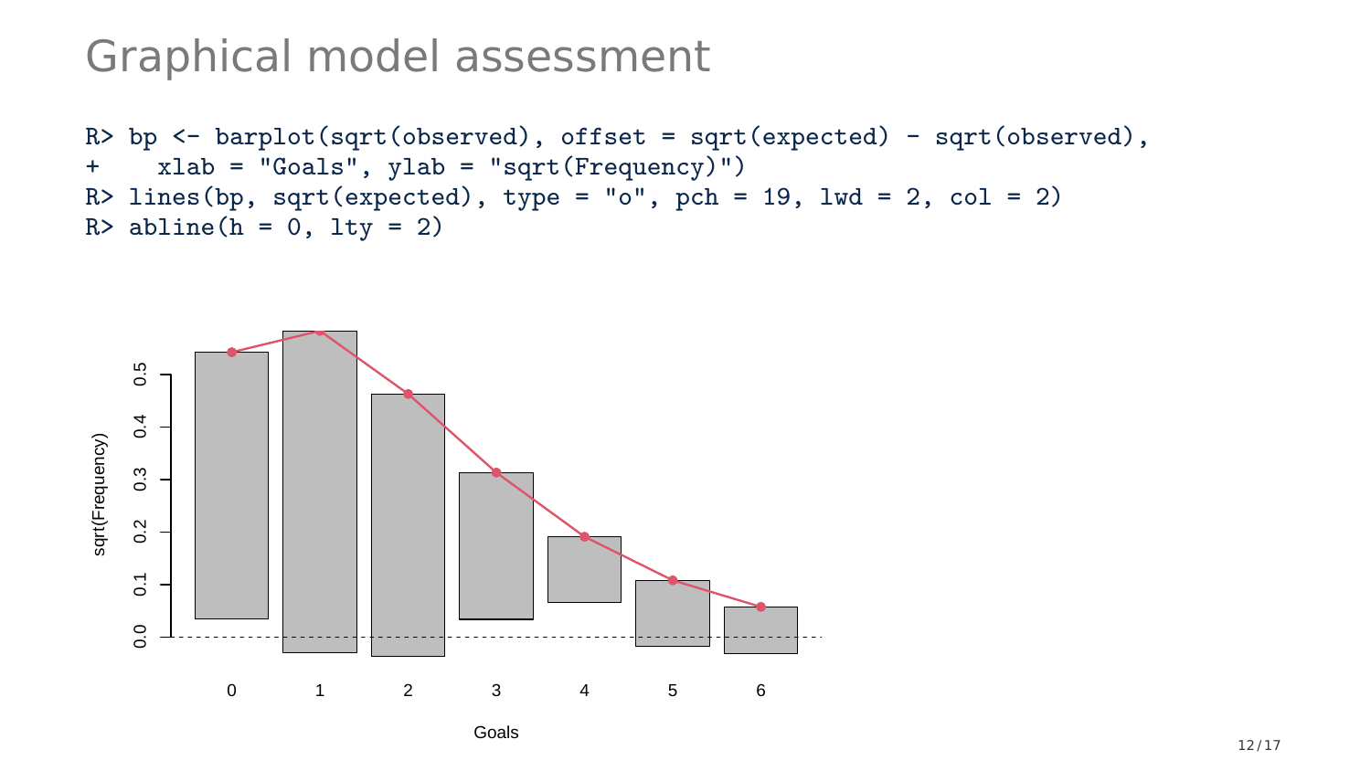# Graphical model assessment

```
R> bp <- barplot(sqrt(observed), offset = sqrt(expected) - sqrt(observed),
+    xlab = "Goals", ylab = "sqrt(Frequency)")
R> lines(bp, sqrt(expected), type = "o", pch = 19, lwd = 2, col = 2)
R> abline(h = 0, lty = 2)
```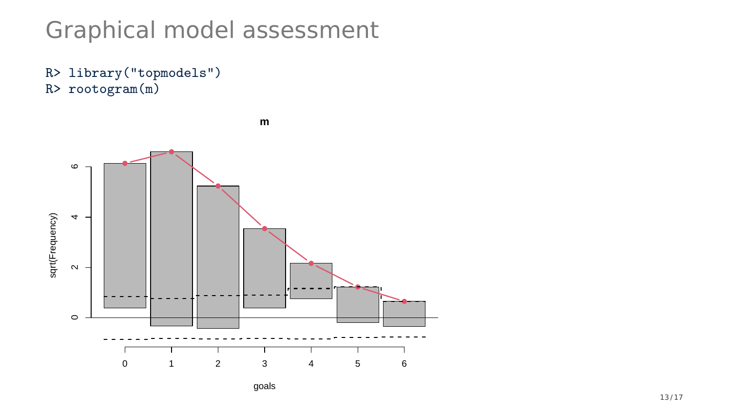# Graphical model assessment

```
R> library("topmodels")
R> rootogram(m)
```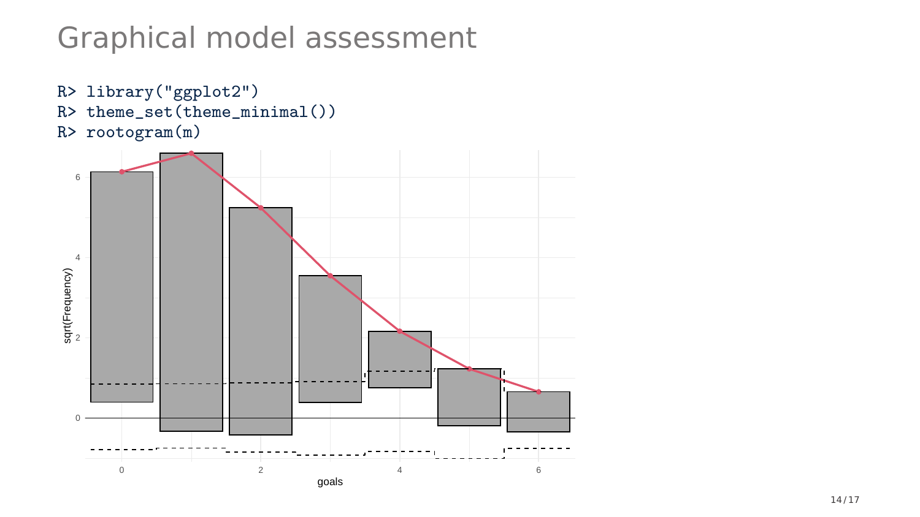# Graphical model assessment

```
R> library("ggplot2")
R> theme_set(theme_minimal())
R> rootogram(m)
```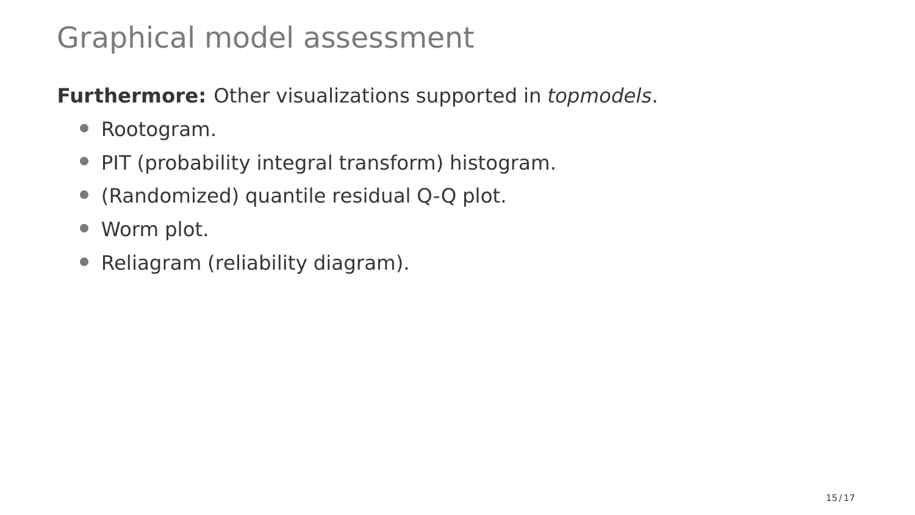# Graphical model assessment

**Furthermore:** Other visualizations supported in *topmodels*.

- Rootogram.
- PIT (probability integral transform) histogram.
- (Randomized) quantile residual Q-Q plot.
- Worm plot.
- Reliagram (reliability diagram).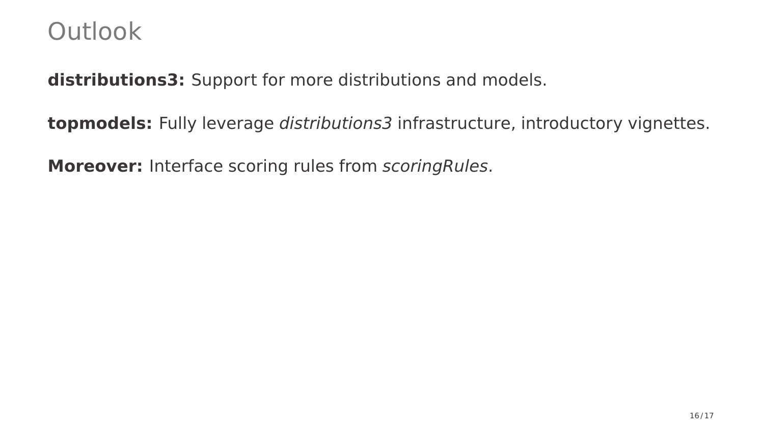# Outlook

**distributions3:** Support for more distributions and models.

**topmodels:** Fully leverage *distributions3* infrastructure, introductory vignettes.

**Moreover:** Interface scoring rules from *scoringRules*.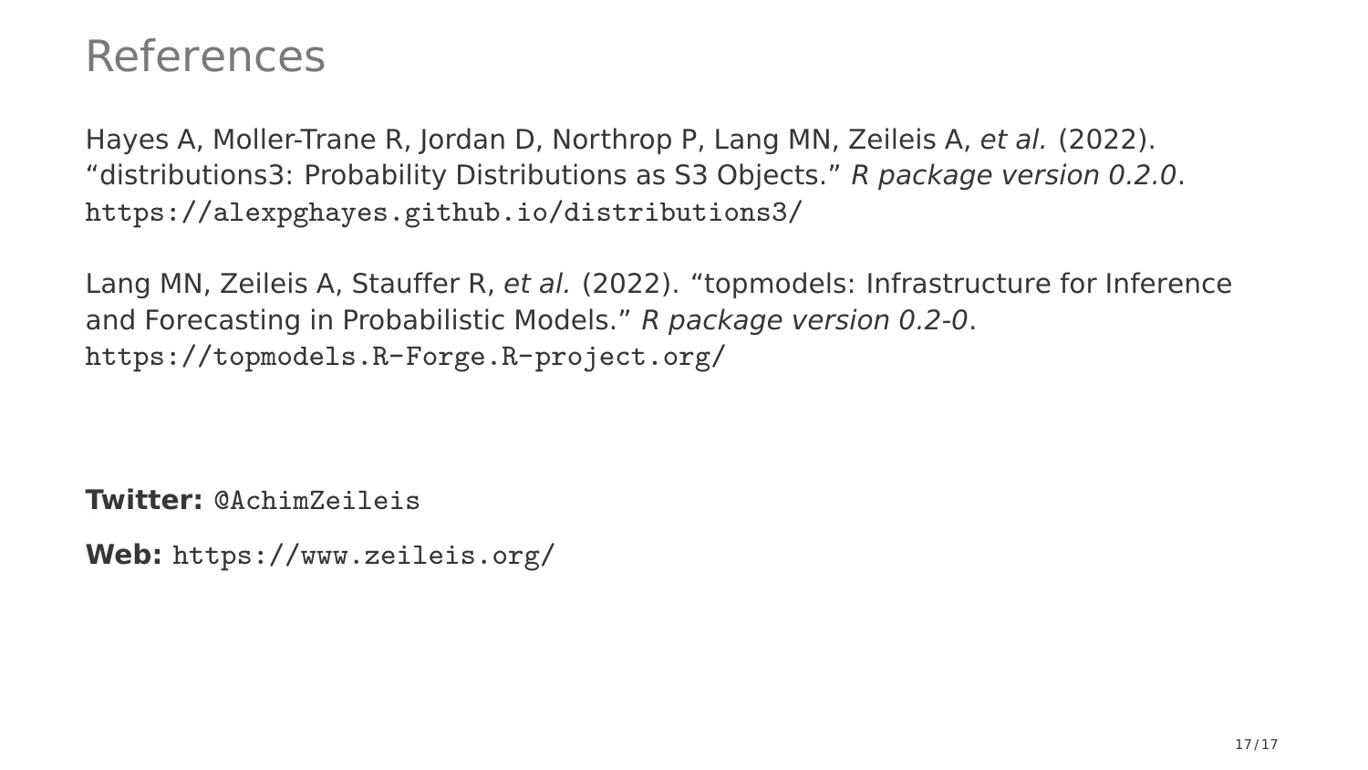# References

Hayes A, Moller-Trane R, Jordan D, Northrop P, Lang MN, Zeileis A, *et al.* (2022). "distributions3: Probability Distributions as S3 Objects." *R package version 0.2.0*. `https://alexpghayes.github.io/distributions3/`

Lang MN, Zeileis A, Stauffer R, *et al.* (2022). "topmodels: Infrastructure for Inference and Forecasting in Probabilistic Models." *R package version 0.2-0*. `https://topmodels.R-Forge.R-project.org/`

**Twitter:** `@AchimZeileis`

**Web:** `https://www.zeileis.org/`